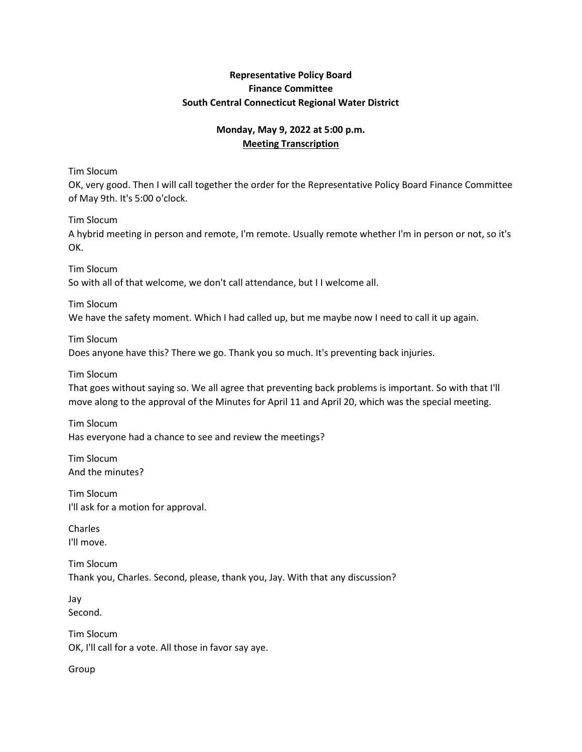**Representative Policy Board**
**Finance Committee**
**South Central Connecticut Regional Water District**

**Monday, May 9, 2022 at 5:00 p.m.**
**Meeting Transcription**

Tim Slocum
OK, very good. Then I will call together the order for the Representative Policy Board Finance Committee of May 9th. It's 5:00 o'clock.

Tim Slocum
A hybrid meeting in person and remote, I'm remote. Usually remote whether I'm in person or not, so it's OK.

Tim Slocum
So with all of that welcome, we don't call attendance, but I I welcome all.

Tim Slocum
We have the safety moment. Which I had called up, but me maybe now I need to call it up again.

Tim Slocum
Does anyone have this? There we go. Thank you so much. It's preventing back injuries.

Tim Slocum
That goes without saying so. We all agree that preventing back problems is important. So with that I'll move along to the approval of the Minutes for April 11 and April 20, which was the special meeting.

Tim Slocum
Has everyone had a chance to see and review the meetings?

Tim Slocum
And the minutes?

Tim Slocum
I'll ask for a motion for approval.

Charles
I'll move.

Tim Slocum
Thank you, Charles. Second, please, thank you, Jay. With that any discussion?

Jay
Second.

Tim Slocum
OK, I'll call for a vote. All those in favor say aye.

Group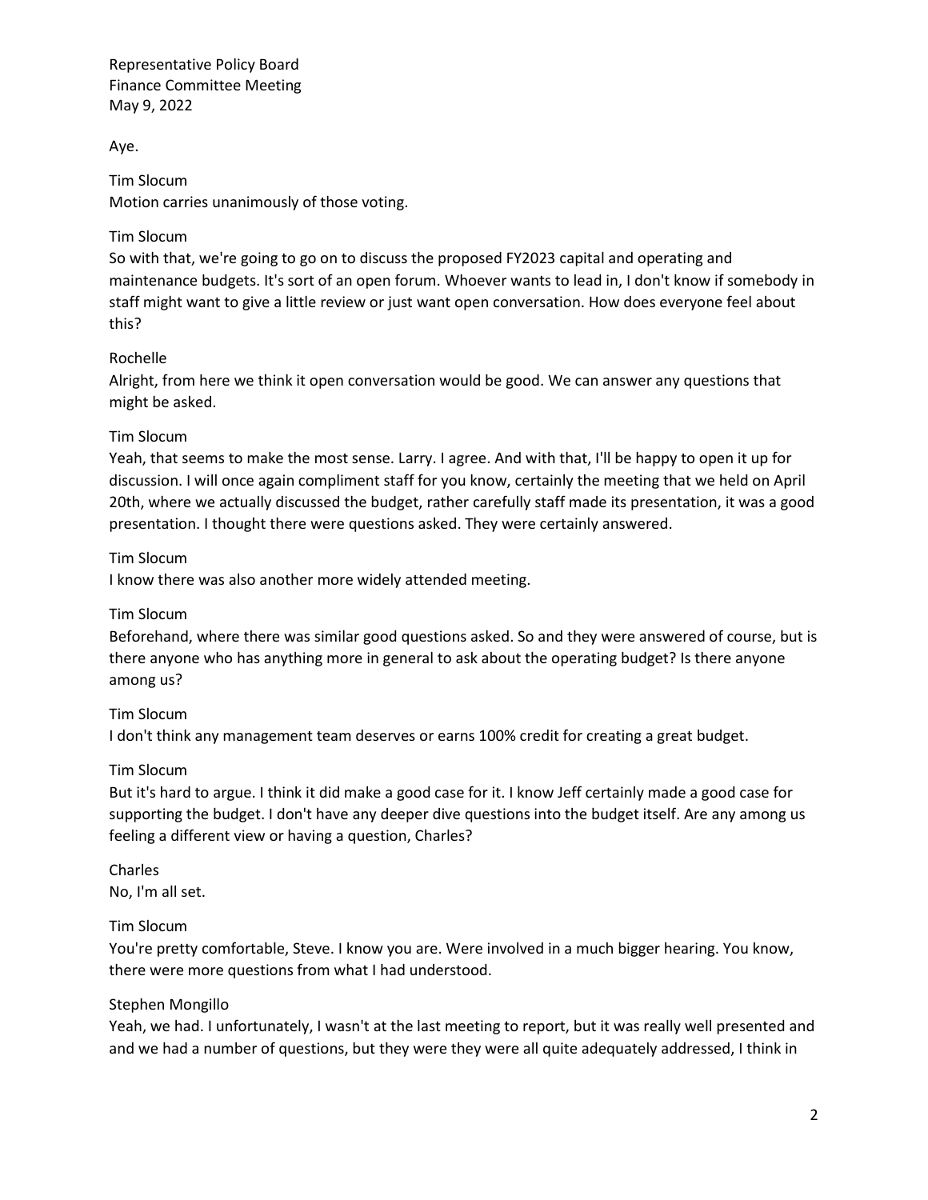Aye.

Tim Slocum
Motion carries unanimously of those voting.

Tim Slocum
So with that, we're going to go on to discuss the proposed FY2023 capital and operating and maintenance budgets. It's sort of an open forum. Whoever wants to lead in, I don't know if somebody in staff might want to give a little review or just want open conversation. How does everyone feel about this?

Rochelle
Alright, from here we think it open conversation would be good. We can answer any questions that might be asked.

Tim Slocum
Yeah, that seems to make the most sense. Larry. I agree. And with that, I'll be happy to open it up for discussion. I will once again compliment staff for you know, certainly the meeting that we held on April 20th, where we actually discussed the budget, rather carefully staff made its presentation, it was a good presentation. I thought there were questions asked. They were certainly answered.

Tim Slocum
I know there was also another more widely attended meeting.

Tim Slocum
Beforehand, where there was similar good questions asked. So and they were answered of course, but is there anyone who has anything more in general to ask about the operating budget? Is there anyone among us?

Tim Slocum
I don't think any management team deserves or earns 100% credit for creating a great budget.

Tim Slocum
But it's hard to argue. I think it did make a good case for it. I know Jeff certainly made a good case for supporting the budget. I don't have any deeper dive questions into the budget itself. Are any among us feeling a different view or having a question, Charles?

Charles
No, I'm all set.

Tim Slocum
You're pretty comfortable, Steve. I know you are. Were involved in a much bigger hearing. You know, there were more questions from what I had understood.

Stephen Mongillo
Yeah, we had. I unfortunately, I wasn't at the last meeting to report, but it was really well presented and and we had a number of questions, but they were they were all quite adequately addressed, I think in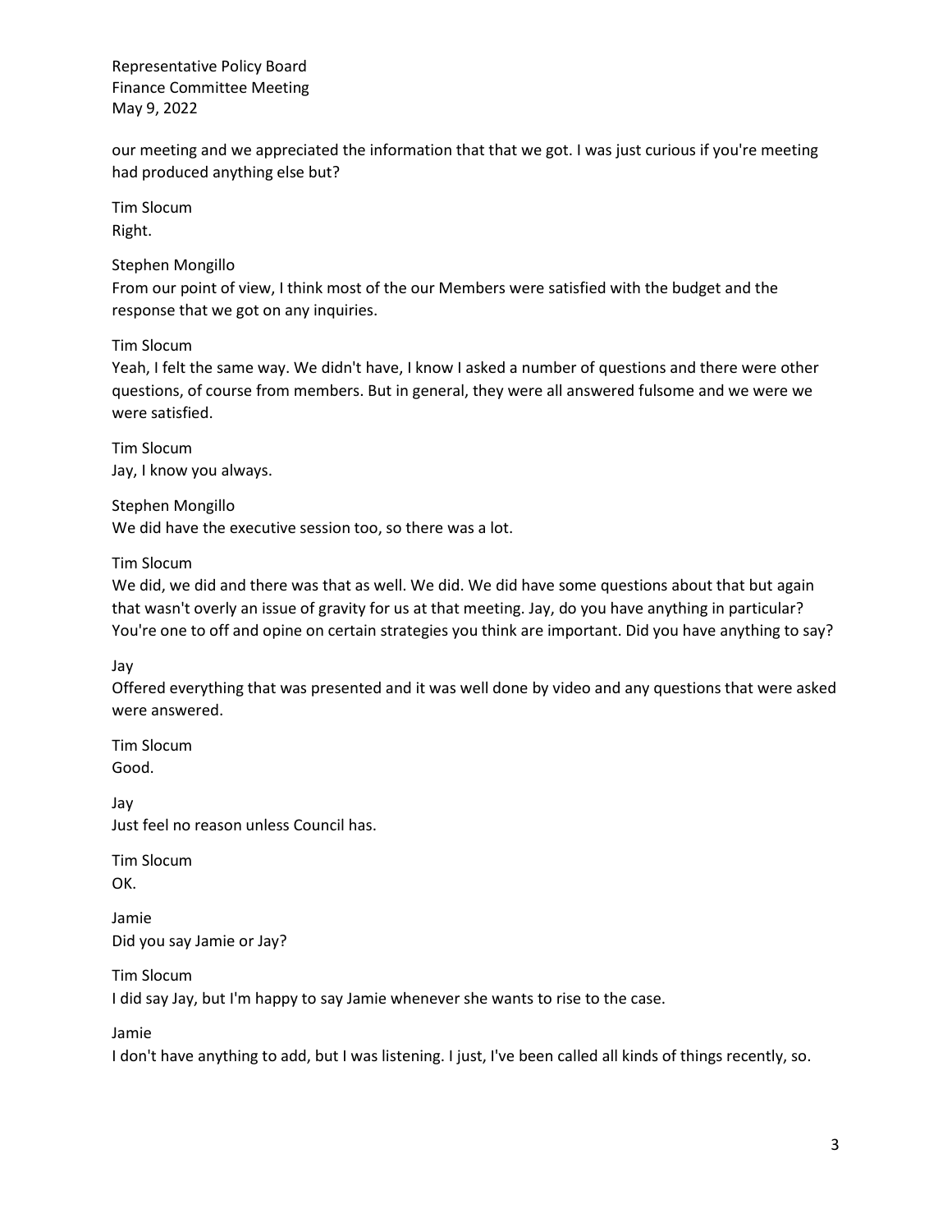our meeting and we appreciated the information that that we got. I was just curious if you're meeting had produced anything else but?

Tim Slocum
Right.

Stephen Mongillo
From our point of view, I think most of the our Members were satisfied with the budget and the response that we got on any inquiries.

Tim Slocum
Yeah, I felt the same way. We didn't have, I know I asked a number of questions and there were other questions, of course from members. But in general, they were all answered fulsome and we were we were satisfied.

Tim Slocum
Jay, I know you always.

Stephen Mongillo
We did have the executive session too, so there was a lot.

Tim Slocum
We did, we did and there was that as well. We did. We did have some questions about that but again that wasn't overly an issue of gravity for us at that meeting. Jay, do you have anything in particular? You're one to off and opine on certain strategies you think are important. Did you have anything to say?

Jay
Offered everything that was presented and it was well done by video and any questions that were asked were answered.

Tim Slocum
Good.

Jay
Just feel no reason unless Council has.

Tim Slocum
OK.

Jamie
Did you say Jamie or Jay?

Tim Slocum
I did say Jay, but I'm happy to say Jamie whenever she wants to rise to the case.

Jamie
I don't have anything to add, but I was listening. I just, I've been called all kinds of things recently, so.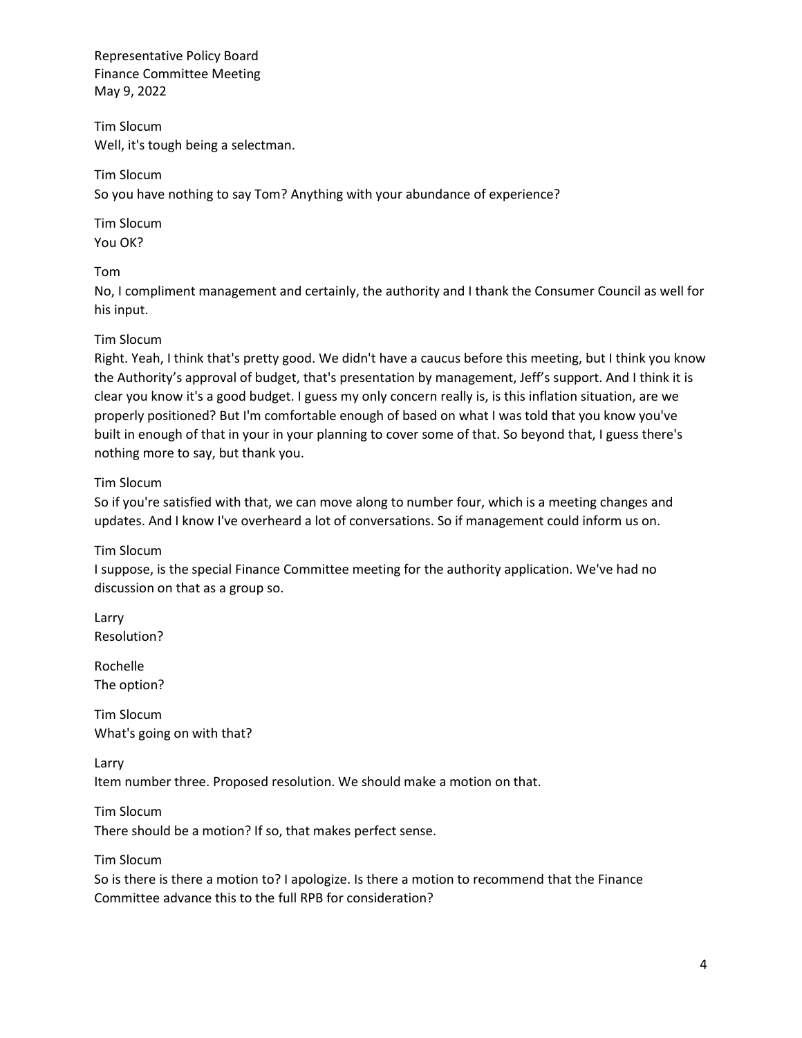Tim Slocum
Well, it's tough being a selectman.

Tim Slocum
So you have nothing to say Tom? Anything with your abundance of experience?

Tim Slocum
You OK?

Tom
No, I compliment management and certainly, the authority and I thank the Consumer Council as well for his input.

Tim Slocum
Right. Yeah, I think that's pretty good. We didn't have a caucus before this meeting, but I think you know the Authority's approval of budget, that's presentation by management, Jeff's support. And I think it is clear you know it's a good budget. I guess my only concern really is, is this inflation situation, are we properly positioned? But I'm comfortable enough of based on what I was told that you know you've built in enough of that in your in your planning to cover some of that. So beyond that, I guess there's nothing more to say, but thank you.

Tim Slocum
So if you're satisfied with that, we can move along to number four, which is a meeting changes and updates. And I know I've overheard a lot of conversations. So if management could inform us on.

Tim Slocum
I suppose, is the special Finance Committee meeting for the authority application. We've had no discussion on that as a group so.

Larry
Resolution?

Rochelle
The option?

Tim Slocum
What's going on with that?

Larry
Item number three. Proposed resolution. We should make a motion on that.

Tim Slocum
There should be a motion? If so, that makes perfect sense.

Tim Slocum
So is there is there a motion to? I apologize. Is there a motion to recommend that the Finance Committee advance this to the full RPB for consideration?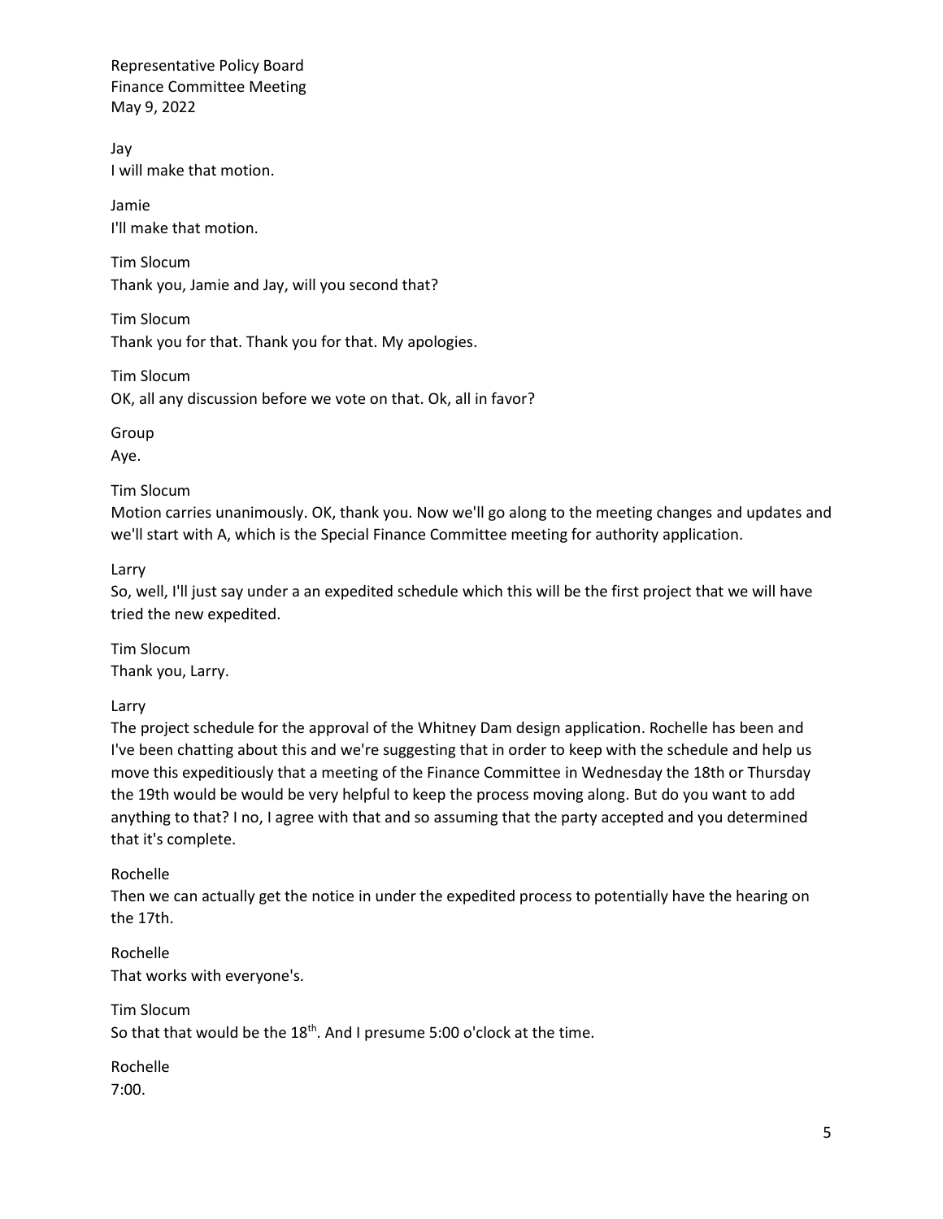Jay
I will make that motion.

Jamie
I'll make that motion.

Tim Slocum
Thank you, Jamie and Jay, will you second that?

Tim Slocum
Thank you for that. Thank you for that. My apologies.

Tim Slocum
OK, all any discussion before we vote on that. Ok, all in favor?

Group
Aye.

Tim Slocum
Motion carries unanimously. OK, thank you. Now we'll go along to the meeting changes and updates and we'll start with A, which is the Special Finance Committee meeting for authority application.

Larry
So, well, I'll just say under a an expedited schedule which this will be the first project that we will have tried the new expedited.

Tim Slocum
Thank you, Larry.

Larry
The project schedule for the approval of the Whitney Dam design application. Rochelle has been and I've been chatting about this and we're suggesting that in order to keep with the schedule and help us move this expeditiously that a meeting of the Finance Committee in Wednesday the 18th or Thursday the 19th would be would be very helpful to keep the process moving along. But do you want to add anything to that? I no, I agree with that and so assuming that the party accepted and you determined that it's complete.

Rochelle
Then we can actually get the notice in under the expedited process to potentially have the hearing on the 17th.

Rochelle
That works with everyone's.

Tim Slocum
So that that would be the 18th. And I presume 5:00 o'clock at the time.

Rochelle
7:00.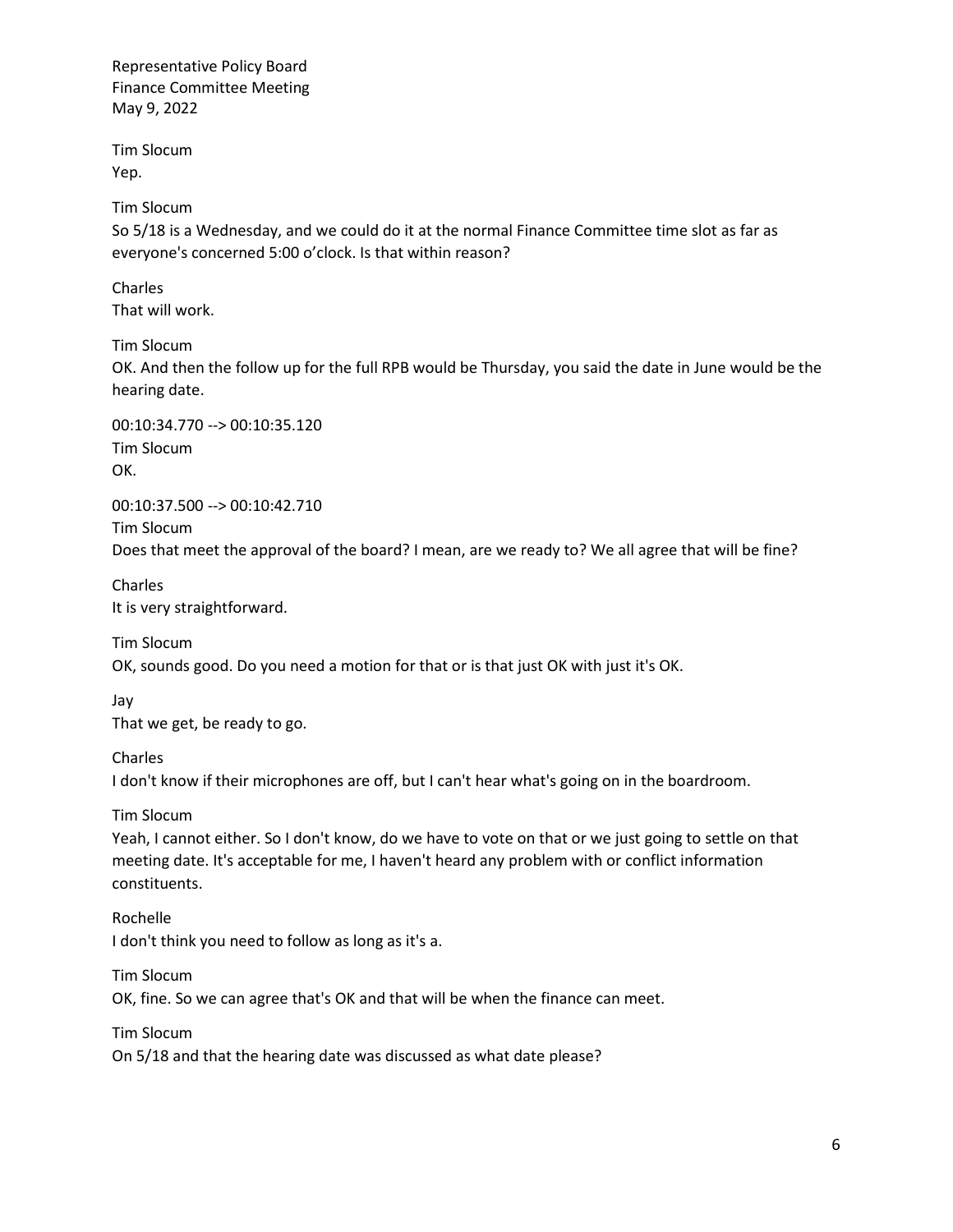Tim Slocum
Yep.

Tim Slocum
So 5/18 is a Wednesday, and we could do it at the normal Finance Committee time slot as far as everyone's concerned 5:00 o'clock. Is that within reason?

Charles
That will work.

Tim Slocum
OK. And then the follow up for the full RPB would be Thursday, you said the date in June would be the hearing date.

00:10:34.770 --> 00:10:35.120
Tim Slocum
OK.

00:10:37.500 --> 00:10:42.710
Tim Slocum
Does that meet the approval of the board? I mean, are we ready to? We all agree that will be fine?

Charles
It is very straightforward.

Tim Slocum
OK, sounds good. Do you need a motion for that or is that just OK with just it's OK.

Jay
That we get, be ready to go.

Charles
I don't know if their microphones are off, but I can't hear what's going on in the boardroom.

Tim Slocum
Yeah, I cannot either. So I don't know, do we have to vote on that or we just going to settle on that meeting date. It's acceptable for me, I haven't heard any problem with or conflict information constituents.

Rochelle
I don't think you need to follow as long as it's a.

Tim Slocum
OK, fine. So we can agree that's OK and that will be when the finance can meet.

Tim Slocum
On 5/18 and that the hearing date was discussed as what date please?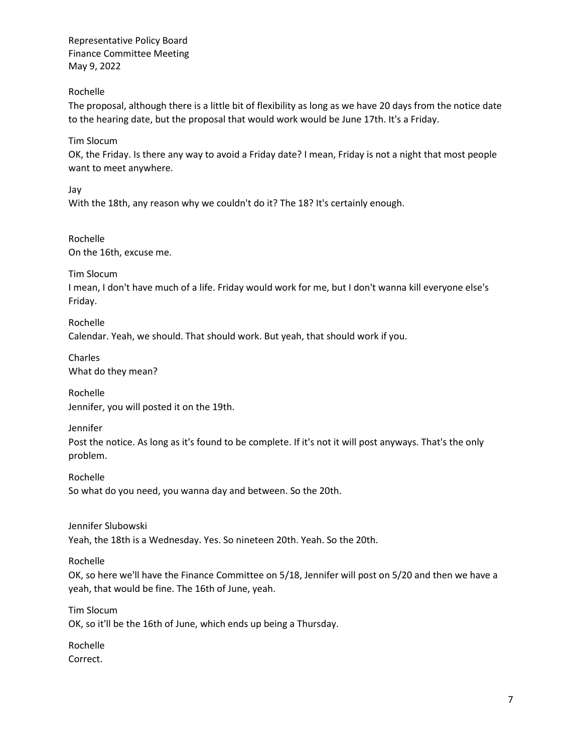Rochelle

The proposal, although there is a little bit of flexibility as long as we have 20 days from the notice date to the hearing date, but the proposal that would work would be June 17th. It's a Friday.

Tim Slocum

OK, the Friday. Is there any way to avoid a Friday date? I mean, Friday is not a night that most people want to meet anywhere.

Jay

With the 18th, any reason why we couldn't do it? The 18? It's certainly enough.

Rochelle

On the 16th, excuse me.

Tim Slocum

I mean, I don't have much of a life. Friday would work for me, but I don't wanna kill everyone else's Friday.

Rochelle

Calendar. Yeah, we should. That should work. But yeah, that should work if you.

Charles

What do they mean?

Rochelle

Jennifer, you will posted it on the 19th.

Jennifer

Post the notice. As long as it's found to be complete. If it's not it will post anyways. That's the only problem.

Rochelle

So what do you need, you wanna day and between. So the 20th.

Jennifer Slubowski

Yeah, the 18th is a Wednesday. Yes. So nineteen 20th. Yeah. So the 20th.

Rochelle

OK, so here we'll have the Finance Committee on 5/18, Jennifer will post on 5/20 and then we have a yeah, that would be fine. The 16th of June, yeah.

Tim Slocum

OK, so it'll be the 16th of June, which ends up being a Thursday.

Rochelle

Correct.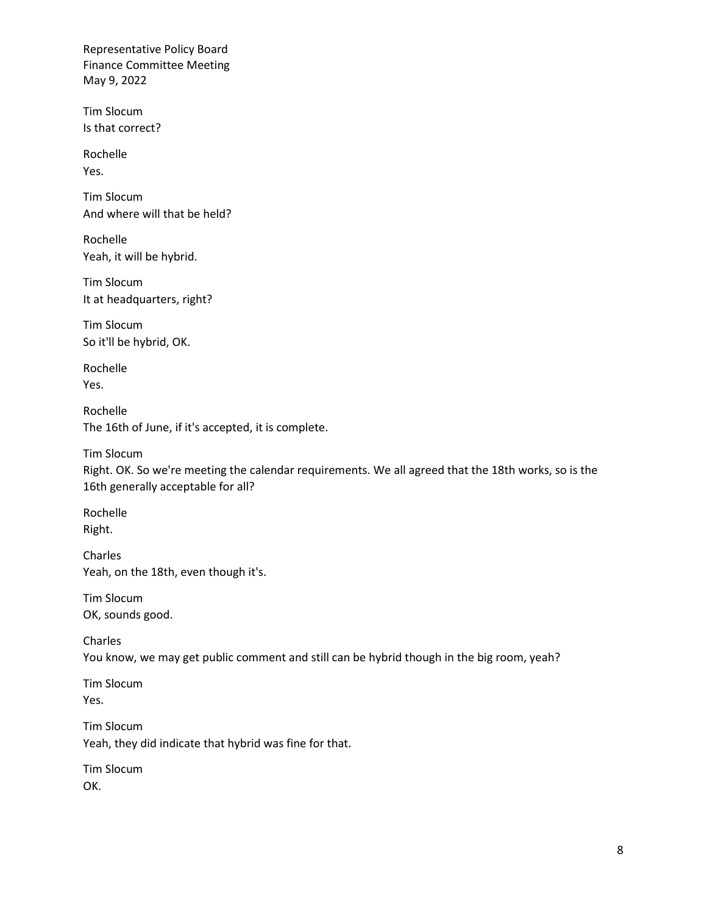Tim Slocum
Is that correct?

Rochelle
Yes.

Tim Slocum
And where will that be held?

Rochelle
Yeah, it will be hybrid.

Tim Slocum
It at headquarters, right?

Tim Slocum
So it'll be hybrid, OK.

Rochelle
Yes.

Rochelle
The 16th of June, if it's accepted, it is complete.

Tim Slocum
Right. OK. So we're meeting the calendar requirements. We all agreed that the 18th works, so is the 16th generally acceptable for all?

Rochelle
Right.

Charles
Yeah, on the 18th, even though it's.

Tim Slocum
OK, sounds good.

Charles
You know, we may get public comment and still can be hybrid though in the big room, yeah?

Tim Slocum
Yes.

Tim Slocum
Yeah, they did indicate that hybrid was fine for that.

Tim Slocum
OK.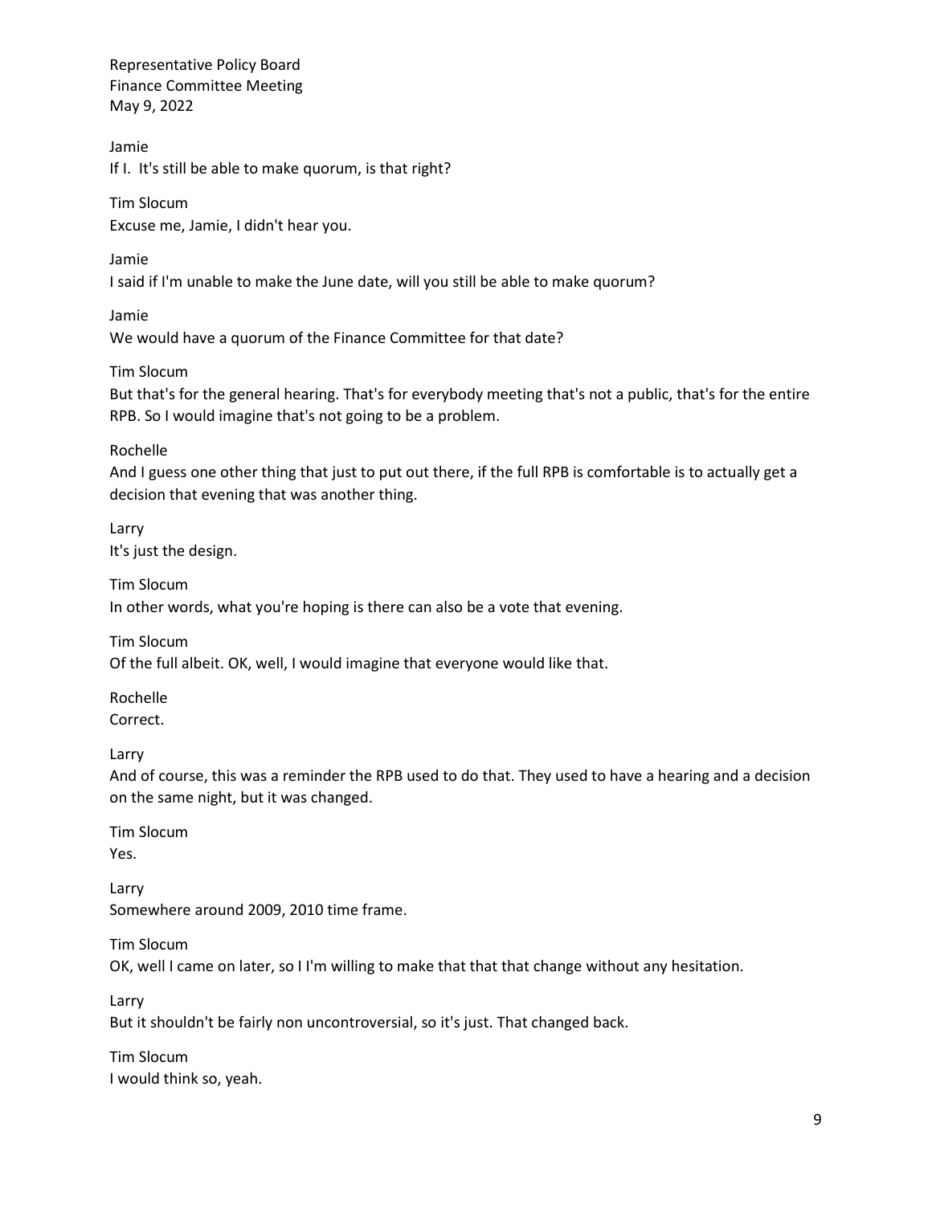Jamie
If I.  It's still be able to make quorum, is that right?

Tim Slocum
Excuse me, Jamie, I didn't hear you.

Jamie
I said if I'm unable to make the June date, will you still be able to make quorum?

Jamie
We would have a quorum of the Finance Committee for that date?

Tim Slocum
But that's for the general hearing. That's for everybody meeting that's not a public, that's for the entire RPB. So I would imagine that's not going to be a problem.

Rochelle
And I guess one other thing that just to put out there, if the full RPB is comfortable is to actually get a decision that evening that was another thing.

Larry
It's just the design.

Tim Slocum
In other words, what you're hoping is there can also be a vote that evening.

Tim Slocum
Of the full albeit. OK, well, I would imagine that everyone would like that.

Rochelle
Correct.

Larry
And of course, this was a reminder the RPB used to do that. They used to have a hearing and a decision on the same night, but it was changed.

Tim Slocum
Yes.

Larry
Somewhere around 2009, 2010 time frame.

Tim Slocum
OK, well I came on later, so I I'm willing to make that that that change without any hesitation.

Larry
But it shouldn't be fairly non uncontroversial, so it's just. That changed back.

Tim Slocum
I would think so, yeah.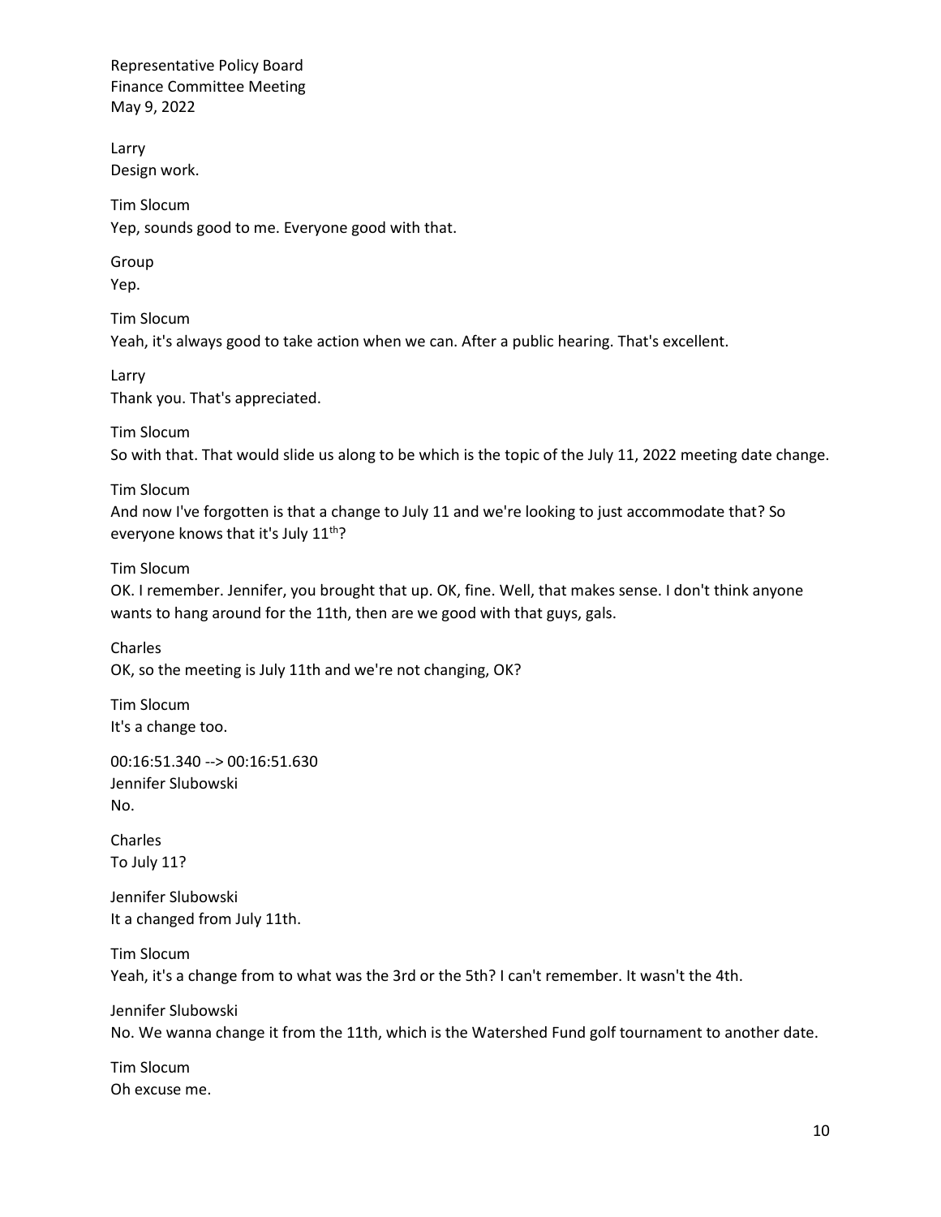Larry
Design work.

Tim Slocum
Yep, sounds good to me. Everyone good with that.

Group
Yep.

Tim Slocum
Yeah, it's always good to take action when we can. After a public hearing. That's excellent.

Larry
Thank you. That's appreciated.

Tim Slocum
So with that. That would slide us along to be which is the topic of the July 11, 2022 meeting date change.

Tim Slocum
And now I've forgotten is that a change to July 11 and we're looking to just accommodate that? So everyone knows that it's July 11th?

Tim Slocum
OK. I remember. Jennifer, you brought that up. OK, fine. Well, that makes sense. I don't think anyone wants to hang around for the 11th, then are we good with that guys, gals.

Charles
OK, so the meeting is July 11th and we're not changing, OK?

Tim Slocum
It's a change too.

00:16:51.340 --> 00:16:51.630
Jennifer Slubowski
No.

Charles
To July 11?

Jennifer Slubowski
It a changed from July 11th.

Tim Slocum
Yeah, it's a change from to what was the 3rd or the 5th? I can't remember. It wasn't the 4th.

Jennifer Slubowski
No. We wanna change it from the 11th, which is the Watershed Fund golf tournament to another date.

Tim Slocum
Oh excuse me.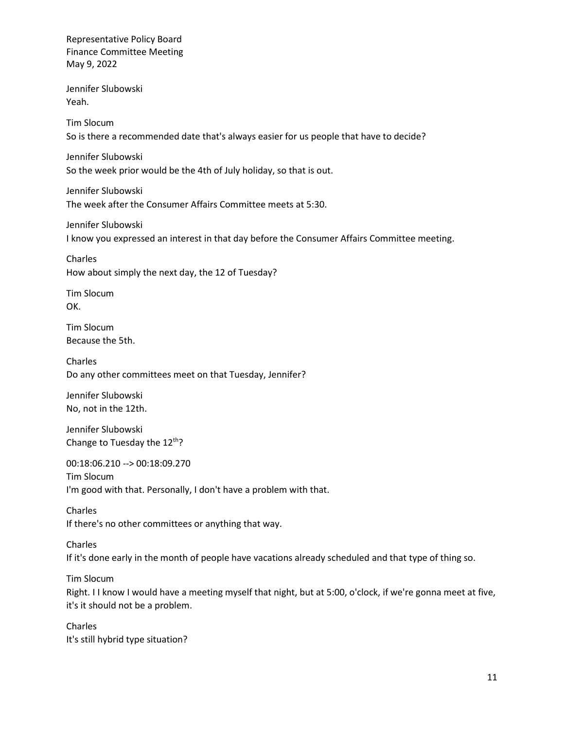Jennifer Slubowski
Yeah.

Tim Slocum
So is there a recommended date that's always easier for us people that have to decide?

Jennifer Slubowski
So the week prior would be the 4th of July holiday, so that is out.

Jennifer Slubowski
The week after the Consumer Affairs Committee meets at 5:30.

Jennifer Slubowski
I know you expressed an interest in that day before the Consumer Affairs Committee meeting.

Charles
How about simply the next day, the 12 of Tuesday?

Tim Slocum
OK.

Tim Slocum
Because the 5th.

Charles
Do any other committees meet on that Tuesday, Jennifer?

Jennifer Slubowski
No, not in the 12th.

Jennifer Slubowski
Change to Tuesday the 12th?

00:18:06.210 --> 00:18:09.270
Tim Slocum
I'm good with that. Personally, I don't have a problem with that.

Charles
If there's no other committees or anything that way.

Charles
If it's done early in the month of people have vacations already scheduled and that type of thing so.

Tim Slocum
Right. I I know I would have a meeting myself that night, but at 5:00, o'clock, if we're gonna meet at five, it's it should not be a problem.

Charles
It's still hybrid type situation?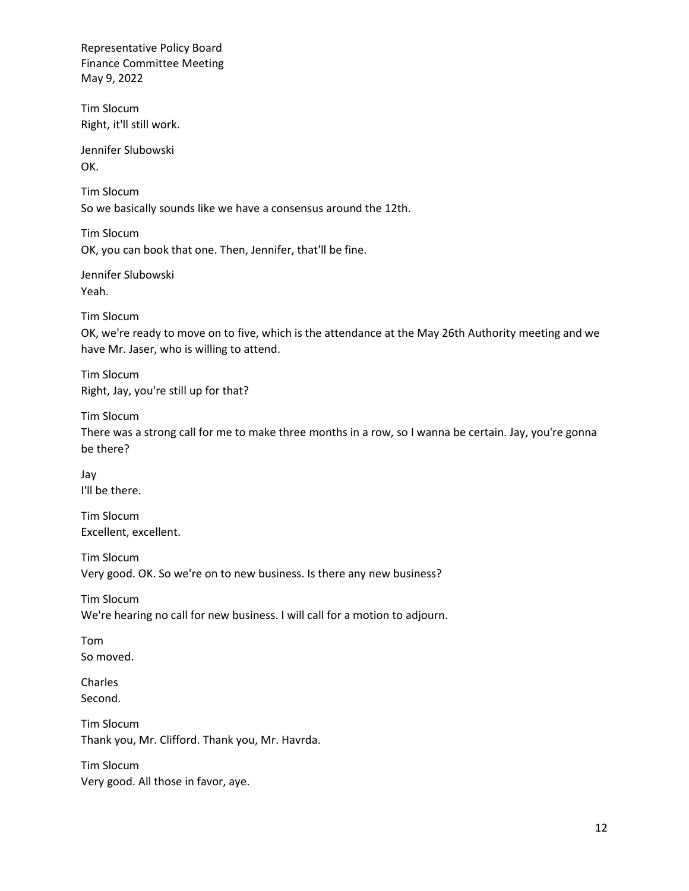Tim Slocum
Right, it'll still work.

Jennifer Slubowski
OK.

Tim Slocum
So we basically sounds like we have a consensus around the 12th.

Tim Slocum
OK, you can book that one. Then, Jennifer, that'll be fine.

Jennifer Slubowski
Yeah.

Tim Slocum
OK, we're ready to move on to five, which is the attendance at the May 26th Authority meeting and we have Mr. Jaser, who is willing to attend.

Tim Slocum
Right, Jay, you're still up for that?

Tim Slocum
There was a strong call for me to make three months in a row, so I wanna be certain. Jay, you're gonna be there?

Jay
I'll be there.

Tim Slocum
Excellent, excellent.

Tim Slocum
Very good. OK. So we're on to new business. Is there any new business?

Tim Slocum
We're hearing no call for new business. I will call for a motion to adjourn.

Tom
So moved.

Charles
Second.

Tim Slocum
Thank you, Mr. Clifford. Thank you, Mr. Havrda.

Tim Slocum
Very good. All those in favor, aye.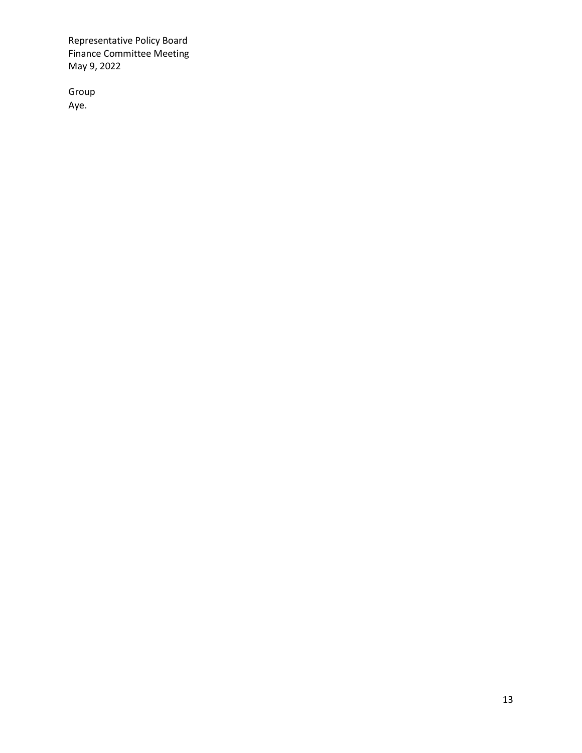Group
Aye.